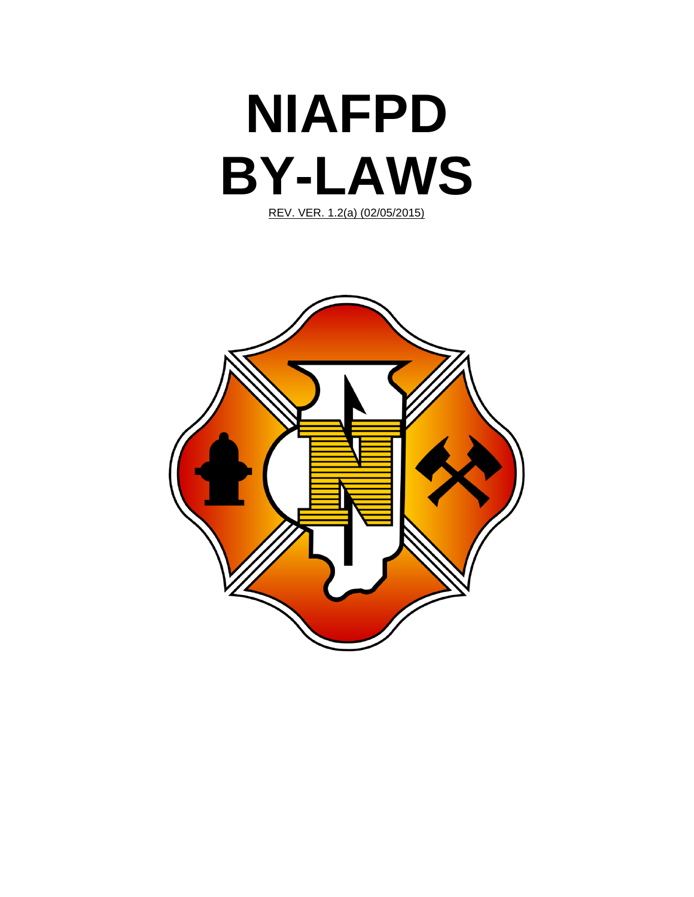# NIAFPD
# BY-LAWS

REV. VER. 1.2(a) (02/05/2015)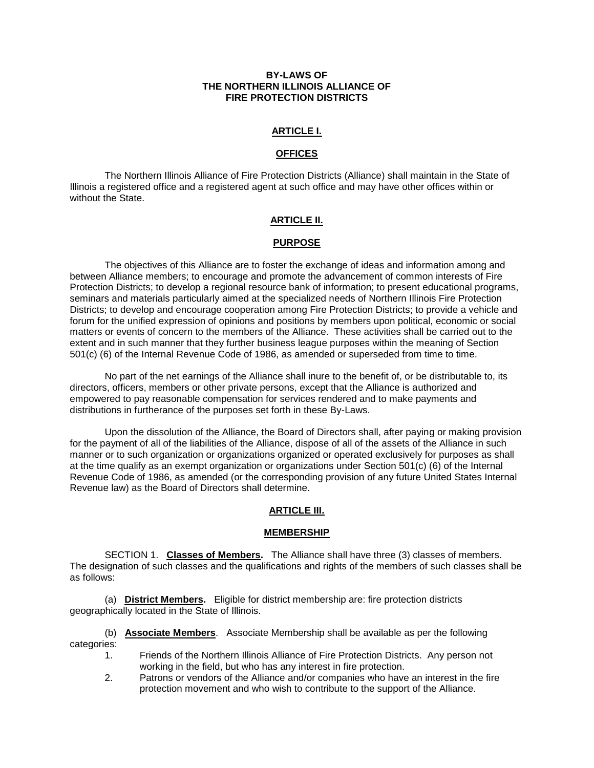# BY-LAWS OF THE NORTHERN ILLINOIS ALLIANCE OF FIRE PROTECTION DISTRICTS

## ARTICLE I.

## OFFICES

The Northern Illinois Alliance of Fire Protection Districts (Alliance) shall maintain in the State of Illinois a registered office and a registered agent at such office and may have other offices within or without the State.

## ARTICLE II.

## PURPOSE

The objectives of this Alliance are to foster the exchange of ideas and information among and between Alliance members; to encourage and promote the advancement of common interests of Fire Protection Districts; to develop a regional resource bank of information; to present educational programs, seminars and materials particularly aimed at the specialized needs of Northern Illinois Fire Protection Districts; to develop and encourage cooperation among Fire Protection Districts; to provide a vehicle and forum for the unified expression of opinions and positions by members upon political, economic or social matters or events of concern to the members of the Alliance. These activities shall be carried out to the extent and in such manner that they further business league purposes within the meaning of Section 501(c) (6) of the Internal Revenue Code of 1986, as amended or superseded from time to time.

No part of the net earnings of the Alliance shall inure to the benefit of, or be distributable to, its directors, officers, members or other private persons, except that the Alliance is authorized and empowered to pay reasonable compensation for services rendered and to make payments and distributions in furtherance of the purposes set forth in these By-Laws.

Upon the dissolution of the Alliance, the Board of Directors shall, after paying or making provision for the payment of all of the liabilities of the Alliance, dispose of all of the assets of the Alliance in such manner or to such organization or organizations organized or operated exclusively for purposes as shall at the time qualify as an exempt organization or organizations under Section 501(c) (6) of the Internal Revenue Code of 1986, as amended (or the corresponding provision of any future United States Internal Revenue law) as the Board of Directors shall determine.

## ARTICLE III.

## MEMBERSHIP

SECTION 1. **Classes of Members.** The Alliance shall have three (3) classes of members. The designation of such classes and the qualifications and rights of the members of such classes shall be as follows:

(a) **District Members.** Eligible for district membership are: fire protection districts geographically located in the State of Illinois.

(b) **Associate Members**. Associate Membership shall be available as per the following categories:

1. Friends of the Northern Illinois Alliance of Fire Protection Districts. Any person not working in the field, but who has any interest in fire protection.
2. Patrons or vendors of the Alliance and/or companies who have an interest in the fire protection movement and who wish to contribute to the support of the Alliance.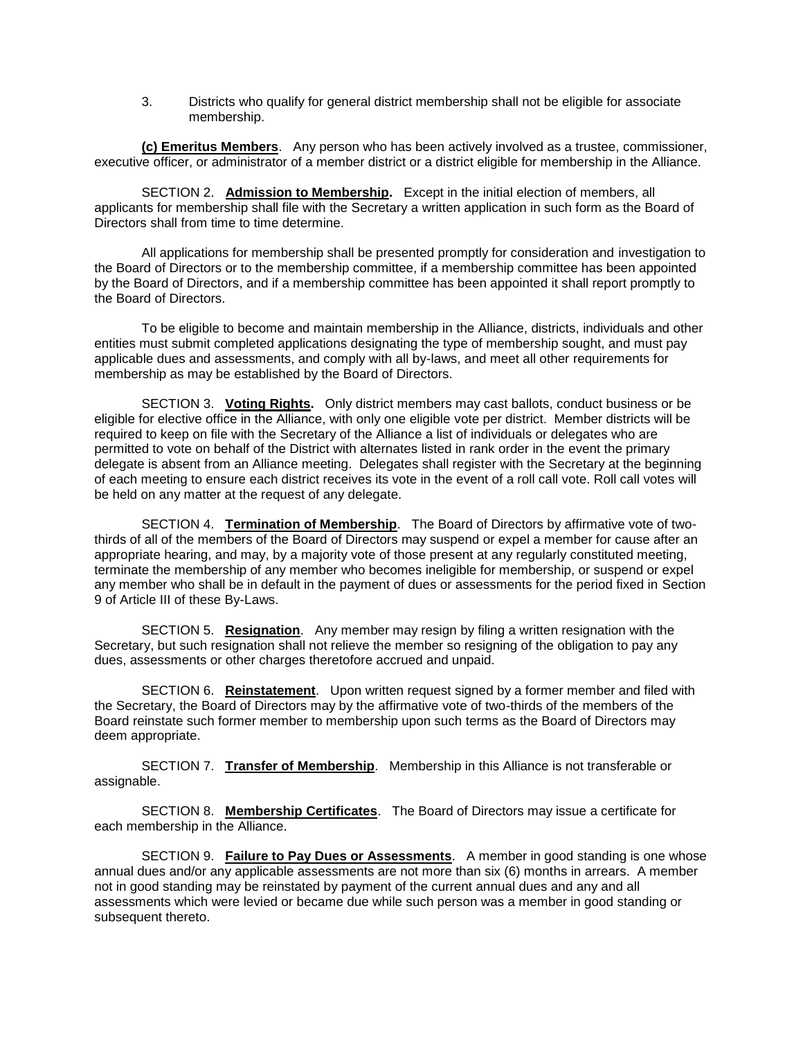3. Districts who qualify for general district membership shall not be eligible for associate membership.

**(c) Emeritus Members**. Any person who has been actively involved as a trustee, commissioner, executive officer, or administrator of a member district or a district eligible for membership in the Alliance.

SECTION 2. **Admission to Membership.** Except in the initial election of members, all applicants for membership shall file with the Secretary a written application in such form as the Board of Directors shall from time to time determine.

All applications for membership shall be presented promptly for consideration and investigation to the Board of Directors or to the membership committee, if a membership committee has been appointed by the Board of Directors, and if a membership committee has been appointed it shall report promptly to the Board of Directors.

To be eligible to become and maintain membership in the Alliance, districts, individuals and other entities must submit completed applications designating the type of membership sought, and must pay applicable dues and assessments, and comply with all by-laws, and meet all other requirements for membership as may be established by the Board of Directors.

SECTION 3. **Voting Rights.** Only district members may cast ballots, conduct business or be eligible for elective office in the Alliance, with only one eligible vote per district. Member districts will be required to keep on file with the Secretary of the Alliance a list of individuals or delegates who are permitted to vote on behalf of the District with alternates listed in rank order in the event the primary delegate is absent from an Alliance meeting. Delegates shall register with the Secretary at the beginning of each meeting to ensure each district receives its vote in the event of a roll call vote. Roll call votes will be held on any matter at the request of any delegate.

SECTION 4. **Termination of Membership**. The Board of Directors by affirmative vote of two-thirds of all of the members of the Board of Directors may suspend or expel a member for cause after an appropriate hearing, and may, by a majority vote of those present at any regularly constituted meeting, terminate the membership of any member who becomes ineligible for membership, or suspend or expel any member who shall be in default in the payment of dues or assessments for the period fixed in Section 9 of Article III of these By-Laws.

SECTION 5. **Resignation**. Any member may resign by filing a written resignation with the Secretary, but such resignation shall not relieve the member so resigning of the obligation to pay any dues, assessments or other charges theretofore accrued and unpaid.

SECTION 6. **Reinstatement**. Upon written request signed by a former member and filed with the Secretary, the Board of Directors may by the affirmative vote of two-thirds of the members of the Board reinstate such former member to membership upon such terms as the Board of Directors may deem appropriate.

SECTION 7. **Transfer of Membership**. Membership in this Alliance is not transferable or assignable.

SECTION 8. **Membership Certificates**. The Board of Directors may issue a certificate for each membership in the Alliance.

SECTION 9. **Failure to Pay Dues or Assessments**. A member in good standing is one whose annual dues and/or any applicable assessments are not more than six (6) months in arrears. A member not in good standing may be reinstated by payment of the current annual dues and any and all assessments which were levied or became due while such person was a member in good standing or subsequent thereto.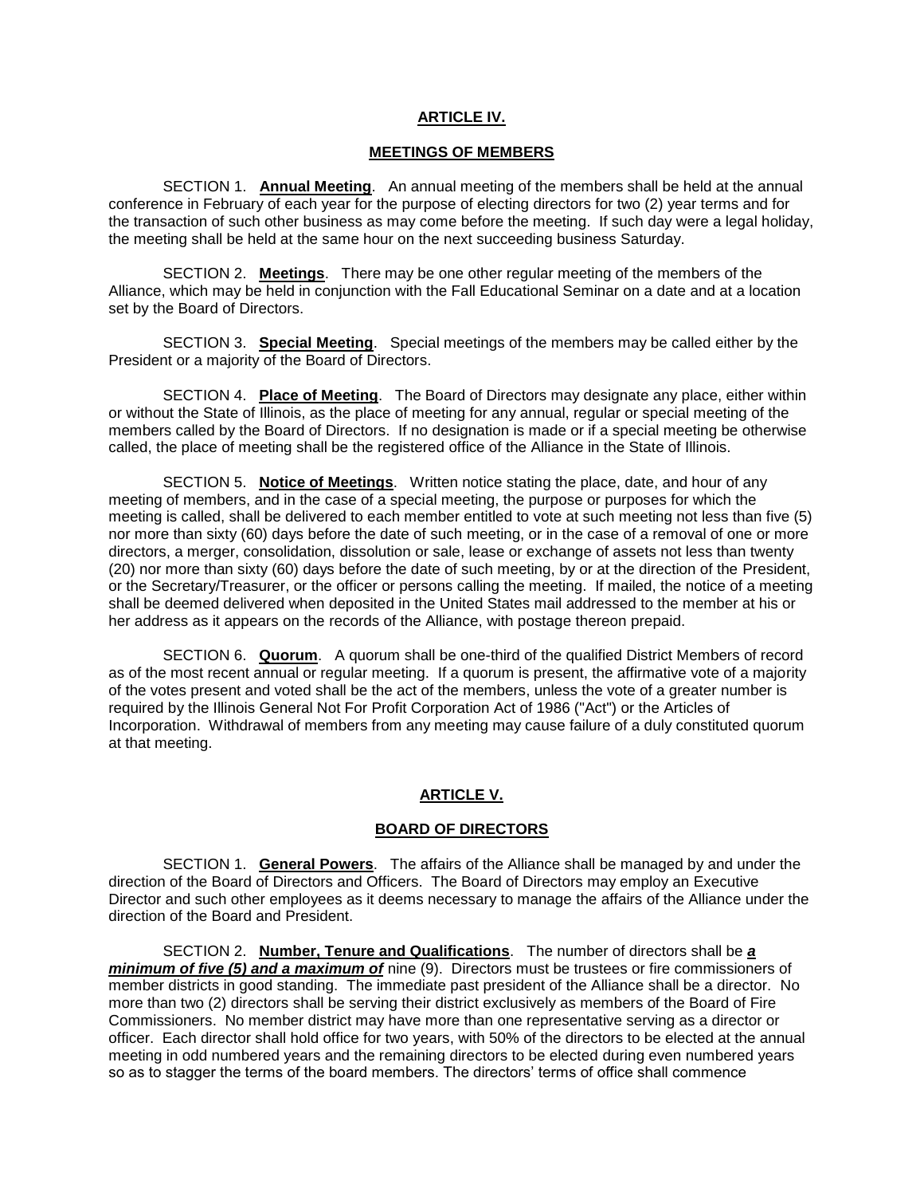## ARTICLE IV.

### MEETINGS OF MEMBERS

SECTION 1. **Annual Meeting**. An annual meeting of the members shall be held at the annual conference in February of each year for the purpose of electing directors for two (2) year terms and for the transaction of such other business as may come before the meeting. If such day were a legal holiday, the meeting shall be held at the same hour on the next succeeding business Saturday.

SECTION 2. **Meetings**. There may be one other regular meeting of the members of the Alliance, which may be held in conjunction with the Fall Educational Seminar on a date and at a location set by the Board of Directors.

SECTION 3. **Special Meeting**. Special meetings of the members may be called either by the President or a majority of the Board of Directors.

SECTION 4. **Place of Meeting**. The Board of Directors may designate any place, either within or without the State of Illinois, as the place of meeting for any annual, regular or special meeting of the members called by the Board of Directors. If no designation is made or if a special meeting be otherwise called, the place of meeting shall be the registered office of the Alliance in the State of Illinois.

SECTION 5. **Notice of Meetings**. Written notice stating the place, date, and hour of any meeting of members, and in the case of a special meeting, the purpose or purposes for which the meeting is called, shall be delivered to each member entitled to vote at such meeting not less than five (5) nor more than sixty (60) days before the date of such meeting, or in the case of a removal of one or more directors, a merger, consolidation, dissolution or sale, lease or exchange of assets not less than twenty (20) nor more than sixty (60) days before the date of such meeting, by or at the direction of the President, or the Secretary/Treasurer, or the officer or persons calling the meeting. If mailed, the notice of a meeting shall be deemed delivered when deposited in the United States mail addressed to the member at his or her address as it appears on the records of the Alliance, with postage thereon prepaid.

SECTION 6. **Quorum**. A quorum shall be one-third of the qualified District Members of record as of the most recent annual or regular meeting. If a quorum is present, the affirmative vote of a majority of the votes present and voted shall be the act of the members, unless the vote of a greater number is required by the Illinois General Not For Profit Corporation Act of 1986 ("Act") or the Articles of Incorporation. Withdrawal of members from any meeting may cause failure of a duly constituted quorum at that meeting.

## ARTICLE V.

### BOARD OF DIRECTORS

SECTION 1. **General Powers**. The affairs of the Alliance shall be managed by and under the direction of the Board of Directors and Officers. The Board of Directors may employ an Executive Director and such other employees as it deems necessary to manage the affairs of the Alliance under the direction of the Board and President.

SECTION 2. **Number, Tenure and Qualifications**. The number of directors shall be ***a minimum of five (5) and a maximum of*** nine (9). Directors must be trustees or fire commissioners of member districts in good standing. The immediate past president of the Alliance shall be a director. No more than two (2) directors shall be serving their district exclusively as members of the Board of Fire Commissioners. No member district may have more than one representative serving as a director or officer. Each director shall hold office for two years, with 50% of the directors to be elected at the annual meeting in odd numbered years and the remaining directors to be elected during even numbered years so as to stagger the terms of the board members. The directors' terms of office shall commence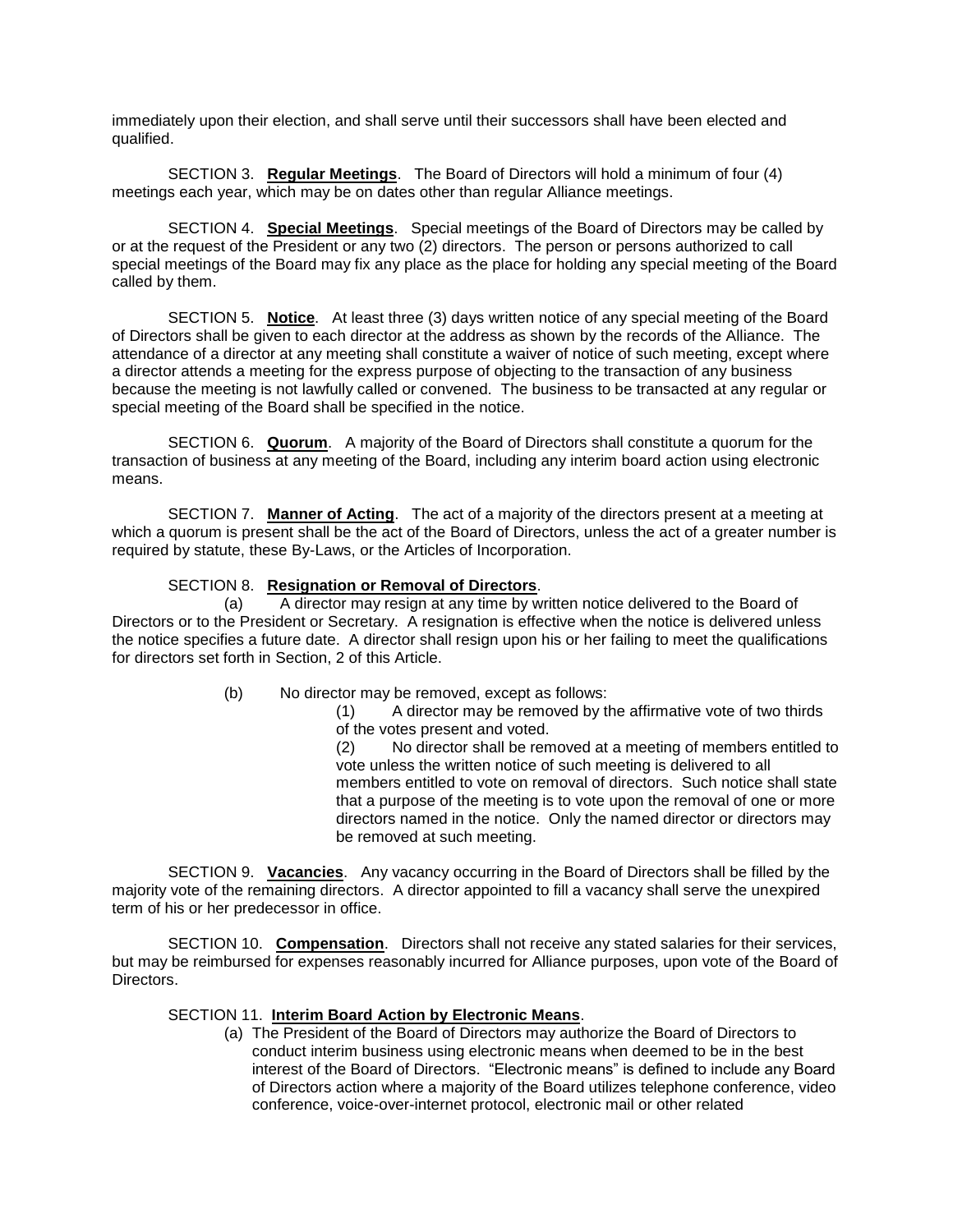immediately upon their election, and shall serve until their successors shall have been elected and qualified.

SECTION 3. **Regular Meetings**. The Board of Directors will hold a minimum of four (4) meetings each year, which may be on dates other than regular Alliance meetings.

SECTION 4. **Special Meetings**. Special meetings of the Board of Directors may be called by or at the request of the President or any two (2) directors. The person or persons authorized to call special meetings of the Board may fix any place as the place for holding any special meeting of the Board called by them.

SECTION 5. **Notice**. At least three (3) days written notice of any special meeting of the Board of Directors shall be given to each director at the address as shown by the records of the Alliance. The attendance of a director at any meeting shall constitute a waiver of notice of such meeting, except where a director attends a meeting for the express purpose of objecting to the transaction of any business because the meeting is not lawfully called or convened. The business to be transacted at any regular or special meeting of the Board shall be specified in the notice.

SECTION 6. **Quorum**. A majority of the Board of Directors shall constitute a quorum for the transaction of business at any meeting of the Board, including any interim board action using electronic means.

SECTION 7. **Manner of Acting**. The act of a majority of the directors present at a meeting at which a quorum is present shall be the act of the Board of Directors, unless the act of a greater number is required by statute, these By-Laws, or the Articles of Incorporation.

SECTION 8. **Resignation or Removal of Directors**.

(a) A director may resign at any time by written notice delivered to the Board of Directors or to the President or Secretary. A resignation is effective when the notice is delivered unless the notice specifies a future date. A director shall resign upon his or her failing to meet the qualifications for directors set forth in Section, 2 of this Article.

(b) No director may be removed, except as follows:

(1) A director may be removed by the affirmative vote of two thirds of the votes present and voted.

(2) No director shall be removed at a meeting of members entitled to vote unless the written notice of such meeting is delivered to all members entitled to vote on removal of directors. Such notice shall state that a purpose of the meeting is to vote upon the removal of one or more directors named in the notice. Only the named director or directors may be removed at such meeting.

SECTION 9. **Vacancies**. Any vacancy occurring in the Board of Directors shall be filled by the majority vote of the remaining directors. A director appointed to fill a vacancy shall serve the unexpired term of his or her predecessor in office.

SECTION 10. **Compensation**. Directors shall not receive any stated salaries for their services, but may be reimbursed for expenses reasonably incurred for Alliance purposes, upon vote of the Board of Directors.

SECTION 11. **Interim Board Action by Electronic Means**.

(a) The President of the Board of Directors may authorize the Board of Directors to conduct interim business using electronic means when deemed to be in the best interest of the Board of Directors. "Electronic means" is defined to include any Board of Directors action where a majority of the Board utilizes telephone conference, video conference, voice-over-internet protocol, electronic mail or other related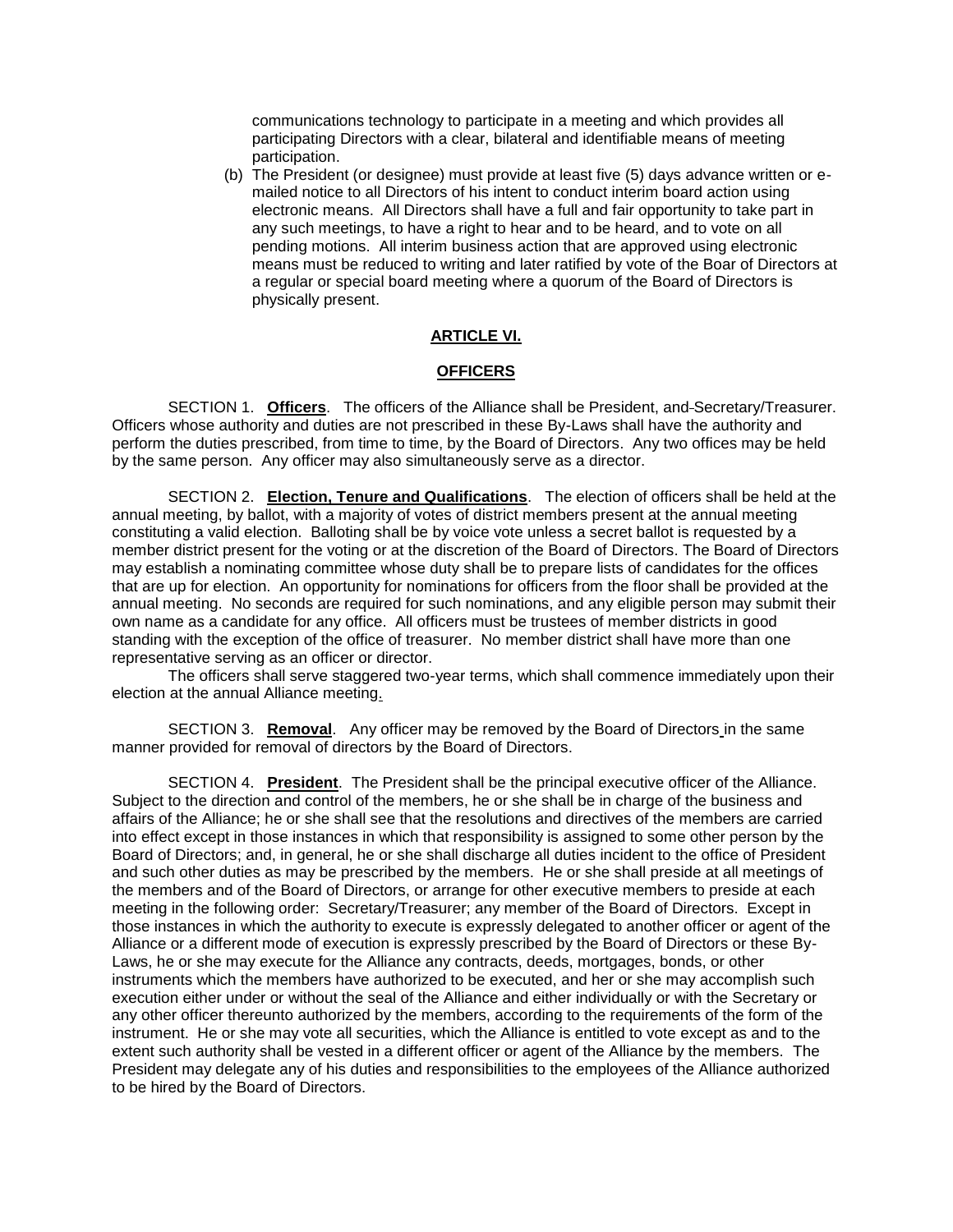communications technology to participate in a meeting and which provides all participating Directors with a clear, bilateral and identifiable means of meeting participation.

(b) The President (or designee) must provide at least five (5) days advance written or e-mailed notice to all Directors of his intent to conduct interim board action using electronic means. All Directors shall have a full and fair opportunity to take part in any such meetings, to have a right to hear and to be heard, and to vote on all pending motions. All interim business action that are approved using electronic means must be reduced to writing and later ratified by vote of the Boar of Directors at a regular or special board meeting where a quorum of the Board of Directors is physically present.

## ARTICLE VI.

## OFFICERS

SECTION 1. **Officers**. The officers of the Alliance shall be President, and Secretary/Treasurer. Officers whose authority and duties are not prescribed in these By-Laws shall have the authority and perform the duties prescribed, from time to time, by the Board of Directors. Any two offices may be held by the same person. Any officer may also simultaneously serve as a director.

SECTION 2. **Election, Tenure and Qualifications**. The election of officers shall be held at the annual meeting, by ballot, with a majority of votes of district members present at the annual meeting constituting a valid election. Balloting shall be by voice vote unless a secret ballot is requested by a member district present for the voting or at the discretion of the Board of Directors. The Board of Directors may establish a nominating committee whose duty shall be to prepare lists of candidates for the offices that are up for election. An opportunity for nominations for officers from the floor shall be provided at the annual meeting. No seconds are required for such nominations, and any eligible person may submit their own name as a candidate for any office. All officers must be trustees of member districts in good standing with the exception of the office of treasurer. No member district shall have more than one representative serving as an officer or director.

The officers shall serve staggered two-year terms, which shall commence immediately upon their election at the annual Alliance meeting.

SECTION 3. **Removal**. Any officer may be removed by the Board of Directors in the same manner provided for removal of directors by the Board of Directors.

SECTION 4. **President**. The President shall be the principal executive officer of the Alliance. Subject to the direction and control of the members, he or she shall be in charge of the business and affairs of the Alliance; he or she shall see that the resolutions and directives of the members are carried into effect except in those instances in which that responsibility is assigned to some other person by the Board of Directors; and, in general, he or she shall discharge all duties incident to the office of President and such other duties as may be prescribed by the members. He or she shall preside at all meetings of the members and of the Board of Directors, or arrange for other executive members to preside at each meeting in the following order: Secretary/Treasurer; any member of the Board of Directors. Except in those instances in which the authority to execute is expressly delegated to another officer or agent of the Alliance or a different mode of execution is expressly prescribed by the Board of Directors or these By-Laws, he or she may execute for the Alliance any contracts, deeds, mortgages, bonds, or other instruments which the members have authorized to be executed, and her or she may accomplish such execution either under or without the seal of the Alliance and either individually or with the Secretary or any other officer thereunto authorized by the members, according to the requirements of the form of the instrument. He or she may vote all securities, which the Alliance is entitled to vote except as and to the extent such authority shall be vested in a different officer or agent of the Alliance by the members. The President may delegate any of his duties and responsibilities to the employees of the Alliance authorized to be hired by the Board of Directors.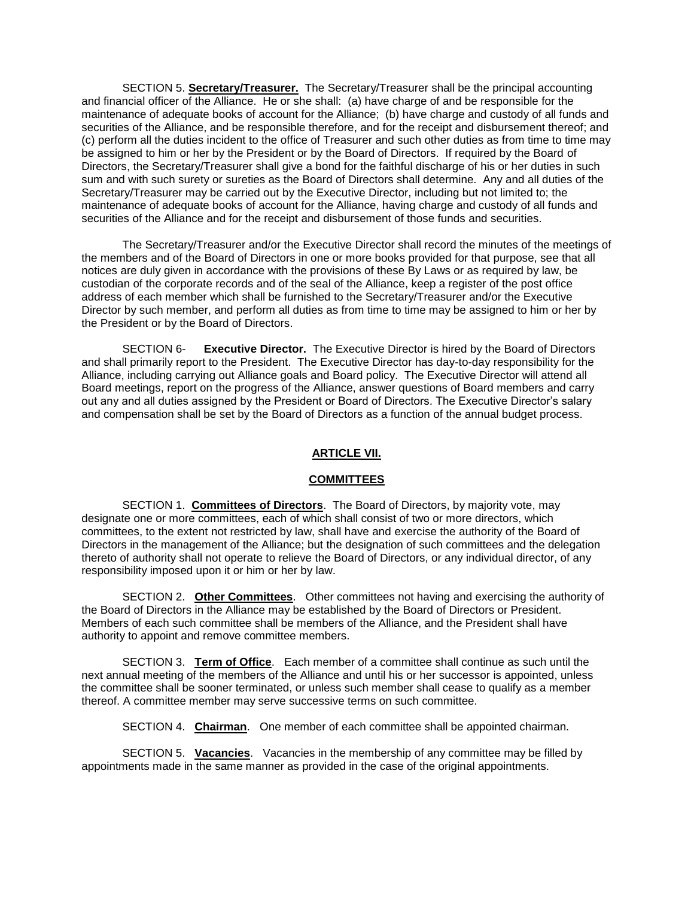SECTION 5. **Secretary/Treasurer.** The Secretary/Treasurer shall be the principal accounting and financial officer of the Alliance. He or she shall: (a) have charge of and be responsible for the maintenance of adequate books of account for the Alliance; (b) have charge and custody of all funds and securities of the Alliance, and be responsible therefore, and for the receipt and disbursement thereof; and (c) perform all the duties incident to the office of Treasurer and such other duties as from time to time may be assigned to him or her by the President or by the Board of Directors. If required by the Board of Directors, the Secretary/Treasurer shall give a bond for the faithful discharge of his or her duties in such sum and with such surety or sureties as the Board of Directors shall determine. Any and all duties of the Secretary/Treasurer may be carried out by the Executive Director, including but not limited to; the maintenance of adequate books of account for the Alliance, having charge and custody of all funds and securities of the Alliance and for the receipt and disbursement of those funds and securities.

The Secretary/Treasurer and/or the Executive Director shall record the minutes of the meetings of the members and of the Board of Directors in one or more books provided for that purpose, see that all notices are duly given in accordance with the provisions of these By Laws or as required by law, be custodian of the corporate records and of the seal of the Alliance, keep a register of the post office address of each member which shall be furnished to the Secretary/Treasurer and/or the Executive Director by such member, and perform all duties as from time to time may be assigned to him or her by the President or by the Board of Directors.

SECTION 6- **Executive Director.** The Executive Director is hired by the Board of Directors and shall primarily report to the President. The Executive Director has day-to-day responsibility for the Alliance, including carrying out Alliance goals and Board policy. The Executive Director will attend all Board meetings, report on the progress of the Alliance, answer questions of Board members and carry out any and all duties assigned by the President or Board of Directors. The Executive Director's salary and compensation shall be set by the Board of Directors as a function of the annual budget process.

## ARTICLE VII.

## COMMITTEES

SECTION 1. **Committees of Directors**. The Board of Directors, by majority vote, may designate one or more committees, each of which shall consist of two or more directors, which committees, to the extent not restricted by law, shall have and exercise the authority of the Board of Directors in the management of the Alliance; but the designation of such committees and the delegation thereto of authority shall not operate to relieve the Board of Directors, or any individual director, of any responsibility imposed upon it or him or her by law.

SECTION 2. **Other Committees**. Other committees not having and exercising the authority of the Board of Directors in the Alliance may be established by the Board of Directors or President. Members of each such committee shall be members of the Alliance, and the President shall have authority to appoint and remove committee members.

SECTION 3. **Term of Office**. Each member of a committee shall continue as such until the next annual meeting of the members of the Alliance and until his or her successor is appointed, unless the committee shall be sooner terminated, or unless such member shall cease to qualify as a member thereof. A committee member may serve successive terms on such committee.

SECTION 4. **Chairman**. One member of each committee shall be appointed chairman.

SECTION 5. **Vacancies**. Vacancies in the membership of any committee may be filled by appointments made in the same manner as provided in the case of the original appointments.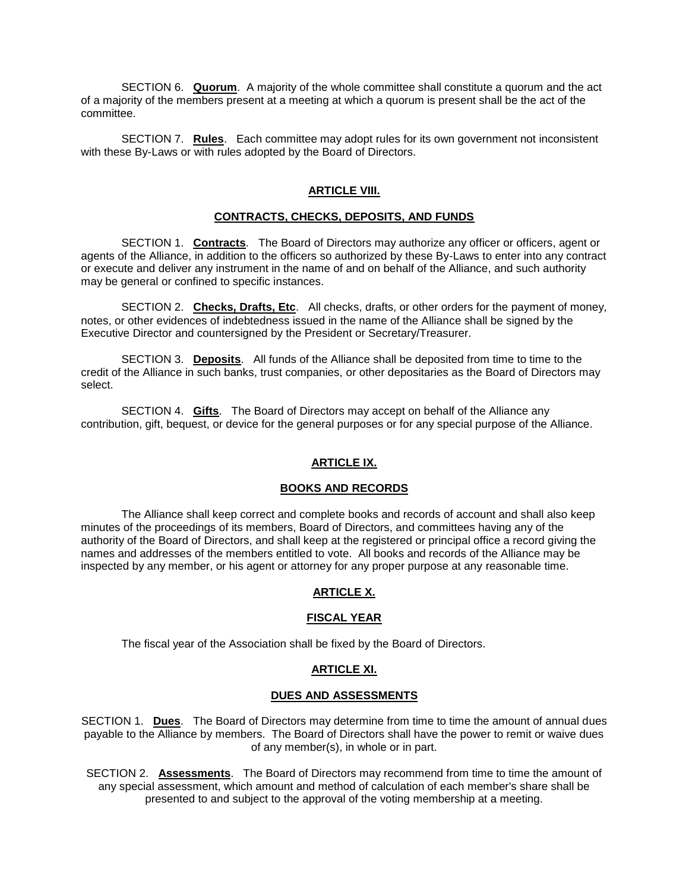SECTION 6. **Quorum**. A majority of the whole committee shall constitute a quorum and the act of a majority of the members present at a meeting at which a quorum is present shall be the act of the committee.

SECTION 7. **Rules**. Each committee may adopt rules for its own government not inconsistent with these By-Laws or with rules adopted by the Board of Directors.

## ARTICLE VIII.

## CONTRACTS, CHECKS, DEPOSITS, AND FUNDS

SECTION 1. **Contracts**. The Board of Directors may authorize any officer or officers, agent or agents of the Alliance, in addition to the officers so authorized by these By-Laws to enter into any contract or execute and deliver any instrument in the name of and on behalf of the Alliance, and such authority may be general or confined to specific instances.

SECTION 2. **Checks, Drafts, Etc**. All checks, drafts, or other orders for the payment of money, notes, or other evidences of indebtedness issued in the name of the Alliance shall be signed by the Executive Director and countersigned by the President or Secretary/Treasurer.

SECTION 3. **Deposits**. All funds of the Alliance shall be deposited from time to time to the credit of the Alliance in such banks, trust companies, or other depositaries as the Board of Directors may select.

SECTION 4. **Gifts**. The Board of Directors may accept on behalf of the Alliance any contribution, gift, bequest, or device for the general purposes or for any special purpose of the Alliance.

## ARTICLE IX.

## BOOKS AND RECORDS

The Alliance shall keep correct and complete books and records of account and shall also keep minutes of the proceedings of its members, Board of Directors, and committees having any of the authority of the Board of Directors, and shall keep at the registered or principal office a record giving the names and addresses of the members entitled to vote. All books and records of the Alliance may be inspected by any member, or his agent or attorney for any proper purpose at any reasonable time.

## ARTICLE X.

## FISCAL YEAR

The fiscal year of the Association shall be fixed by the Board of Directors.

## ARTICLE XI.

## DUES AND ASSESSMENTS

SECTION 1. **Dues**. The Board of Directors may determine from time to time the amount of annual dues payable to the Alliance by members. The Board of Directors shall have the power to remit or waive dues of any member(s), in whole or in part.

SECTION 2. **Assessments**. The Board of Directors may recommend from time to time the amount of any special assessment, which amount and method of calculation of each member's share shall be presented to and subject to the approval of the voting membership at a meeting.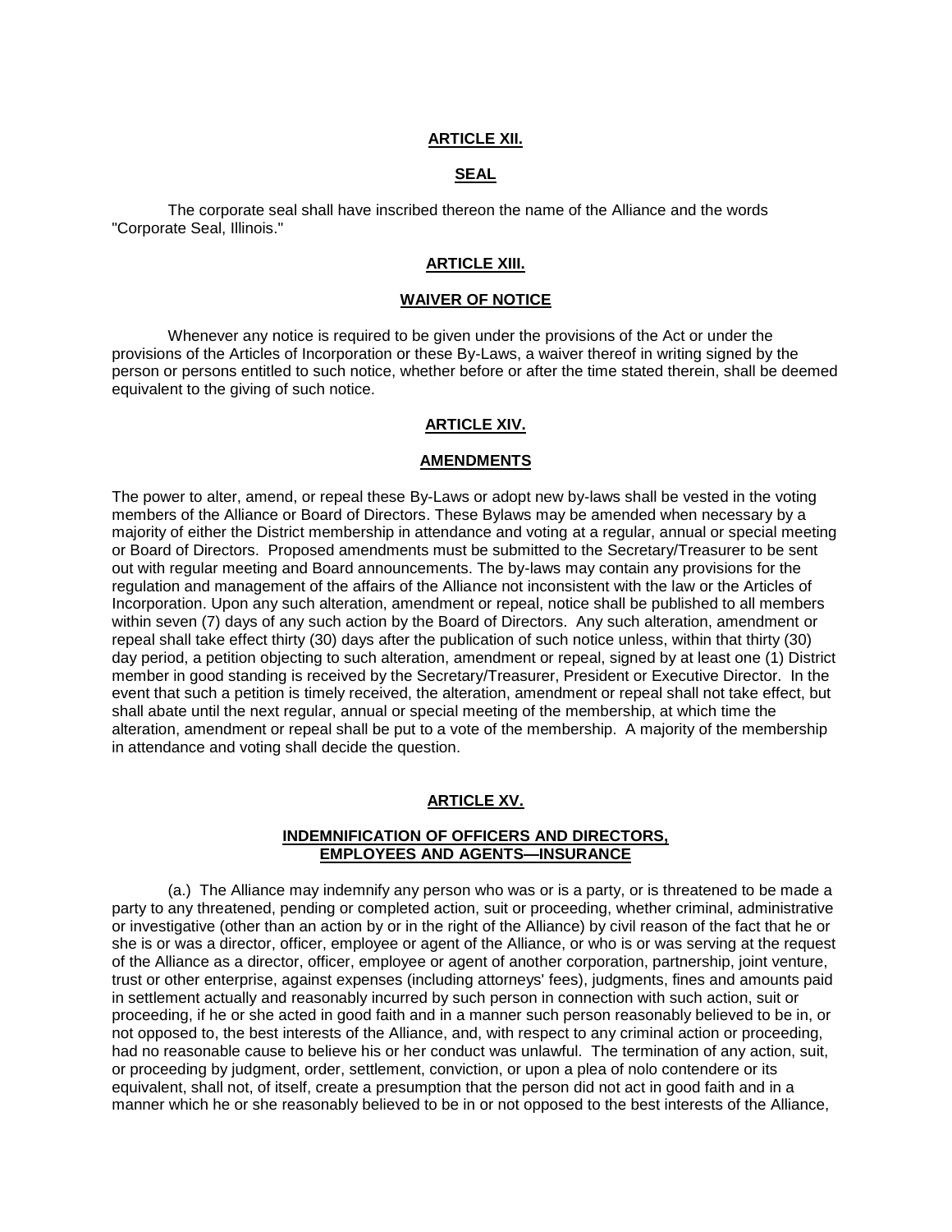## ARTICLE XII.

## SEAL

The corporate seal shall have inscribed thereon the name of the Alliance and the words "Corporate Seal, Illinois."

## ARTICLE XIII.

## WAIVER OF NOTICE

Whenever any notice is required to be given under the provisions of the Act or under the provisions of the Articles of Incorporation or these By-Laws, a waiver thereof in writing signed by the person or persons entitled to such notice, whether before or after the time stated therein, shall be deemed equivalent to the giving of such notice.

## ARTICLE XIV.

## AMENDMENTS

The power to alter, amend, or repeal these By-Laws or adopt new by-laws shall be vested in the voting members of the Alliance or Board of Directors. These Bylaws may be amended when necessary by a majority of either the District membership in attendance and voting at a regular, annual or special meeting or Board of Directors. Proposed amendments must be submitted to the Secretary/Treasurer to be sent out with regular meeting and Board announcements. The by-laws may contain any provisions for the regulation and management of the affairs of the Alliance not inconsistent with the law or the Articles of Incorporation. Upon any such alteration, amendment or repeal, notice shall be published to all members within seven (7) days of any such action by the Board of Directors. Any such alteration, amendment or repeal shall take effect thirty (30) days after the publication of such notice unless, within that thirty (30) day period, a petition objecting to such alteration, amendment or repeal, signed by at least one (1) District member in good standing is received by the Secretary/Treasurer, President or Executive Director. In the event that such a petition is timely received, the alteration, amendment or repeal shall not take effect, but shall abate until the next regular, annual or special meeting of the membership, at which time the alteration, amendment or repeal shall be put to a vote of the membership. A majority of the membership in attendance and voting shall decide the question.

## ARTICLE XV.

## INDEMNIFICATION OF OFFICERS AND DIRECTORS, EMPLOYEES AND AGENTS—INSURANCE

(a.) The Alliance may indemnify any person who was or is a party, or is threatened to be made a party to any threatened, pending or completed action, suit or proceeding, whether criminal, administrative or investigative (other than an action by or in the right of the Alliance) by civil reason of the fact that he or she is or was a director, officer, employee or agent of the Alliance, or who is or was serving at the request of the Alliance as a director, officer, employee or agent of another corporation, partnership, joint venture, trust or other enterprise, against expenses (including attorneys' fees), judgments, fines and amounts paid in settlement actually and reasonably incurred by such person in connection with such action, suit or proceeding, if he or she acted in good faith and in a manner such person reasonably believed to be in, or not opposed to, the best interests of the Alliance, and, with respect to any criminal action or proceeding, had no reasonable cause to believe his or her conduct was unlawful. The termination of any action, suit, or proceeding by judgment, order, settlement, conviction, or upon a plea of nolo contendere or its equivalent, shall not, of itself, create a presumption that the person did not act in good faith and in a manner which he or she reasonably believed to be in or not opposed to the best interests of the Alliance,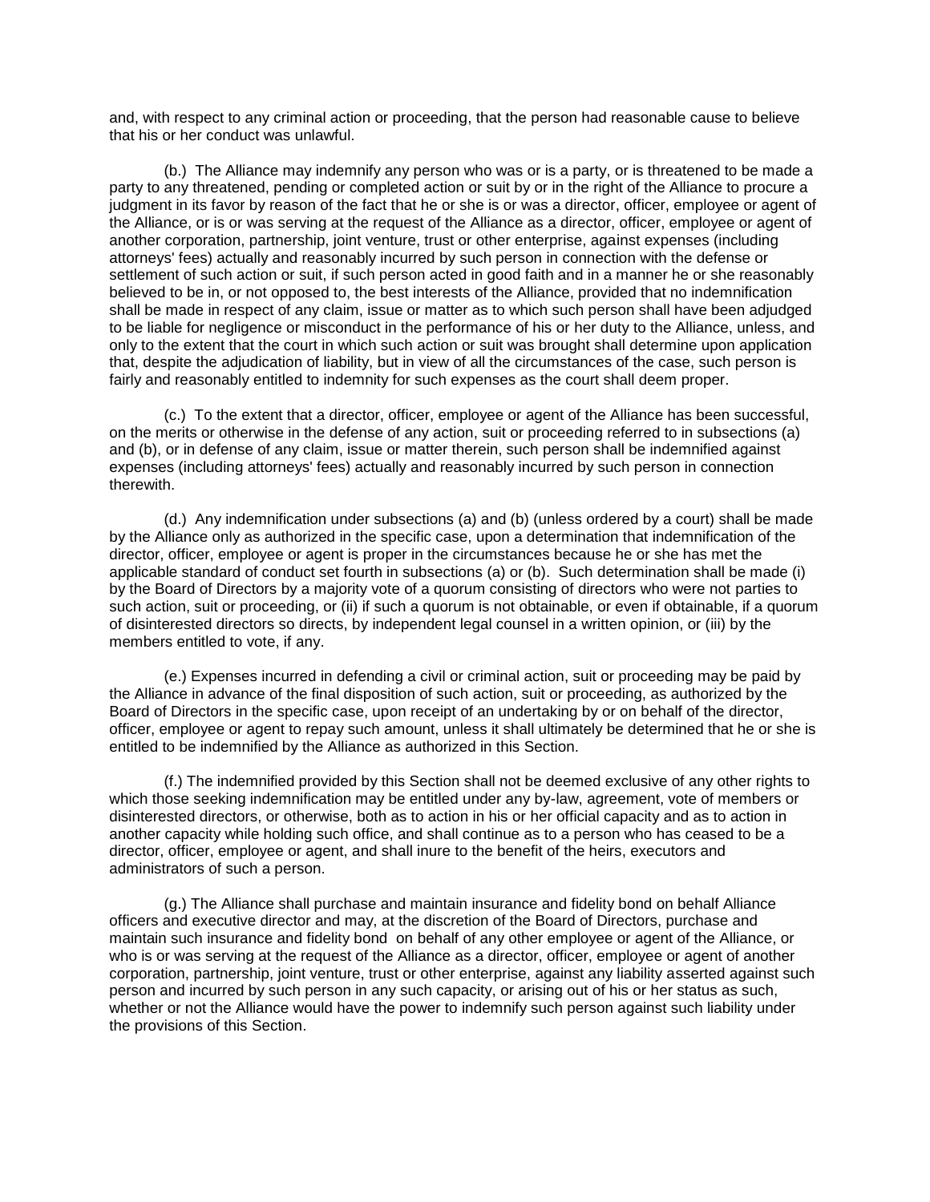and, with respect to any criminal action or proceeding, that the person had reasonable cause to believe that his or her conduct was unlawful.

(b.) The Alliance may indemnify any person who was or is a party, or is threatened to be made a party to any threatened, pending or completed action or suit by or in the right of the Alliance to procure a judgment in its favor by reason of the fact that he or she is or was a director, officer, employee or agent of the Alliance, or is or was serving at the request of the Alliance as a director, officer, employee or agent of another corporation, partnership, joint venture, trust or other enterprise, against expenses (including attorneys' fees) actually and reasonably incurred by such person in connection with the defense or settlement of such action or suit, if such person acted in good faith and in a manner he or she reasonably believed to be in, or not opposed to, the best interests of the Alliance, provided that no indemnification shall be made in respect of any claim, issue or matter as to which such person shall have been adjudged to be liable for negligence or misconduct in the performance of his or her duty to the Alliance, unless, and only to the extent that the court in which such action or suit was brought shall determine upon application that, despite the adjudication of liability, but in view of all the circumstances of the case, such person is fairly and reasonably entitled to indemnity for such expenses as the court shall deem proper.

(c.) To the extent that a director, officer, employee or agent of the Alliance has been successful, on the merits or otherwise in the defense of any action, suit or proceeding referred to in subsections (a) and (b), or in defense of any claim, issue or matter therein, such person shall be indemnified against expenses (including attorneys' fees) actually and reasonably incurred by such person in connection therewith.

(d.) Any indemnification under subsections (a) and (b) (unless ordered by a court) shall be made by the Alliance only as authorized in the specific case, upon a determination that indemnification of the director, officer, employee or agent is proper in the circumstances because he or she has met the applicable standard of conduct set fourth in subsections (a) or (b). Such determination shall be made (i) by the Board of Directors by a majority vote of a quorum consisting of directors who were not parties to such action, suit or proceeding, or (ii) if such a quorum is not obtainable, or even if obtainable, if a quorum of disinterested directors so directs, by independent legal counsel in a written opinion, or (iii) by the members entitled to vote, if any.

(e.) Expenses incurred in defending a civil or criminal action, suit or proceeding may be paid by the Alliance in advance of the final disposition of such action, suit or proceeding, as authorized by the Board of Directors in the specific case, upon receipt of an undertaking by or on behalf of the director, officer, employee or agent to repay such amount, unless it shall ultimately be determined that he or she is entitled to be indemnified by the Alliance as authorized in this Section.

(f.) The indemnified provided by this Section shall not be deemed exclusive of any other rights to which those seeking indemnification may be entitled under any by-law, agreement, vote of members or disinterested directors, or otherwise, both as to action in his or her official capacity and as to action in another capacity while holding such office, and shall continue as to a person who has ceased to be a director, officer, employee or agent, and shall inure to the benefit of the heirs, executors and administrators of such a person.

(g.) The Alliance shall purchase and maintain insurance and fidelity bond on behalf Alliance officers and executive director and may, at the discretion of the Board of Directors, purchase and maintain such insurance and fidelity bond on behalf of any other employee or agent of the Alliance, or who is or was serving at the request of the Alliance as a director, officer, employee or agent of another corporation, partnership, joint venture, trust or other enterprise, against any liability asserted against such person and incurred by such person in any such capacity, or arising out of his or her status as such, whether or not the Alliance would have the power to indemnify such person against such liability under the provisions of this Section.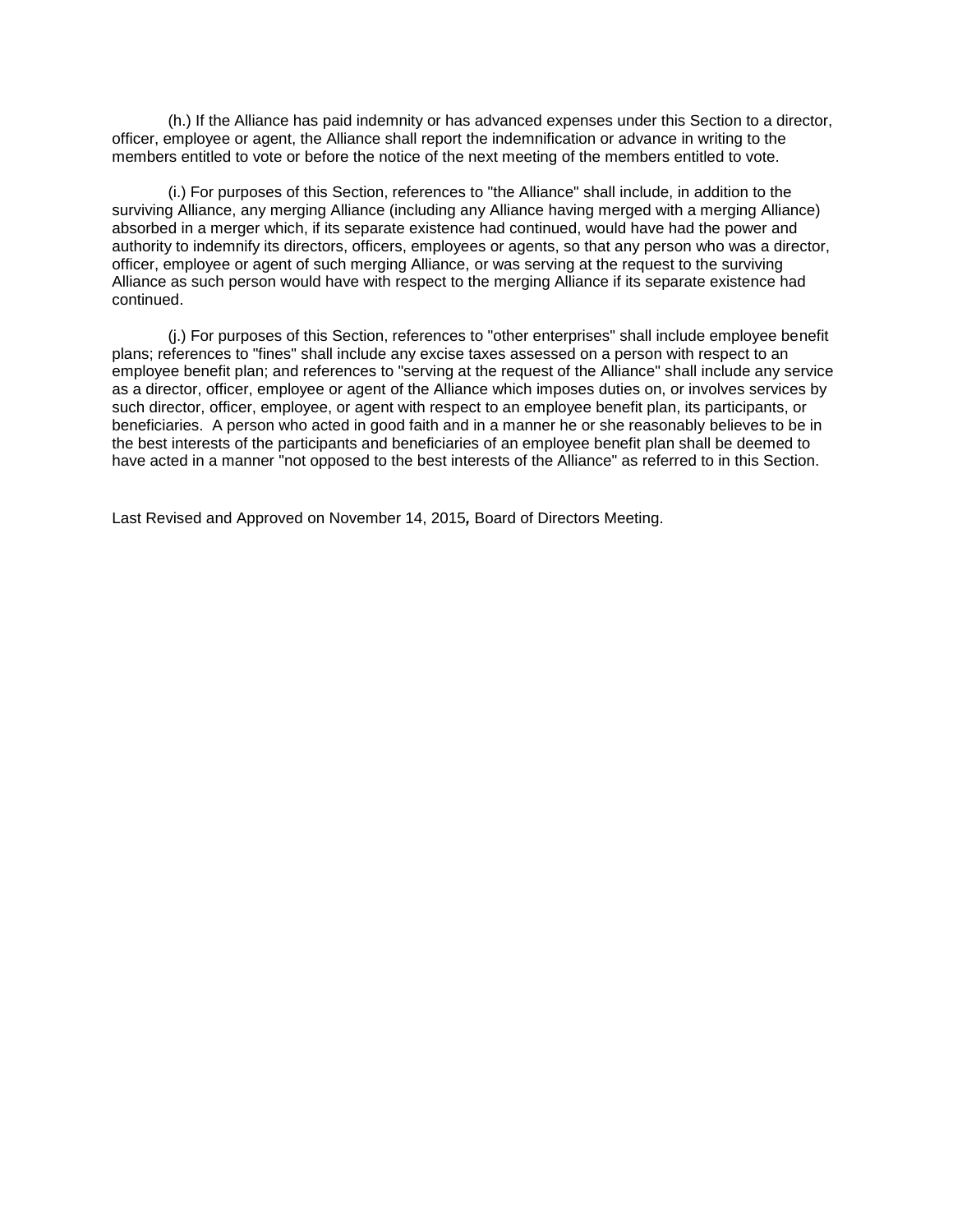(h.) If the Alliance has paid indemnity or has advanced expenses under this Section to a director, officer, employee or agent, the Alliance shall report the indemnification or advance in writing to the members entitled to vote or before the notice of the next meeting of the members entitled to vote.

(i.) For purposes of this Section, references to "the Alliance" shall include, in addition to the surviving Alliance, any merging Alliance (including any Alliance having merged with a merging Alliance) absorbed in a merger which, if its separate existence had continued, would have had the power and authority to indemnify its directors, officers, employees or agents, so that any person who was a director, officer, employee or agent of such merging Alliance, or was serving at the request to the surviving Alliance as such person would have with respect to the merging Alliance if its separate existence had continued.

(j.) For purposes of this Section, references to "other enterprises" shall include employee benefit plans; references to "fines" shall include any excise taxes assessed on a person with respect to an employee benefit plan; and references to "serving at the request of the Alliance" shall include any service as a director, officer, employee or agent of the Alliance which imposes duties on, or involves services by such director, officer, employee, or agent with respect to an employee benefit plan, its participants, or beneficiaries. A person who acted in good faith and in a manner he or she reasonably believes to be in the best interests of the participants and beneficiaries of an employee benefit plan shall be deemed to have acted in a manner "not opposed to the best interests of the Alliance" as referred to in this Section.

Last Revised and Approved on November 14, 2015**,** Board of Directors Meeting.